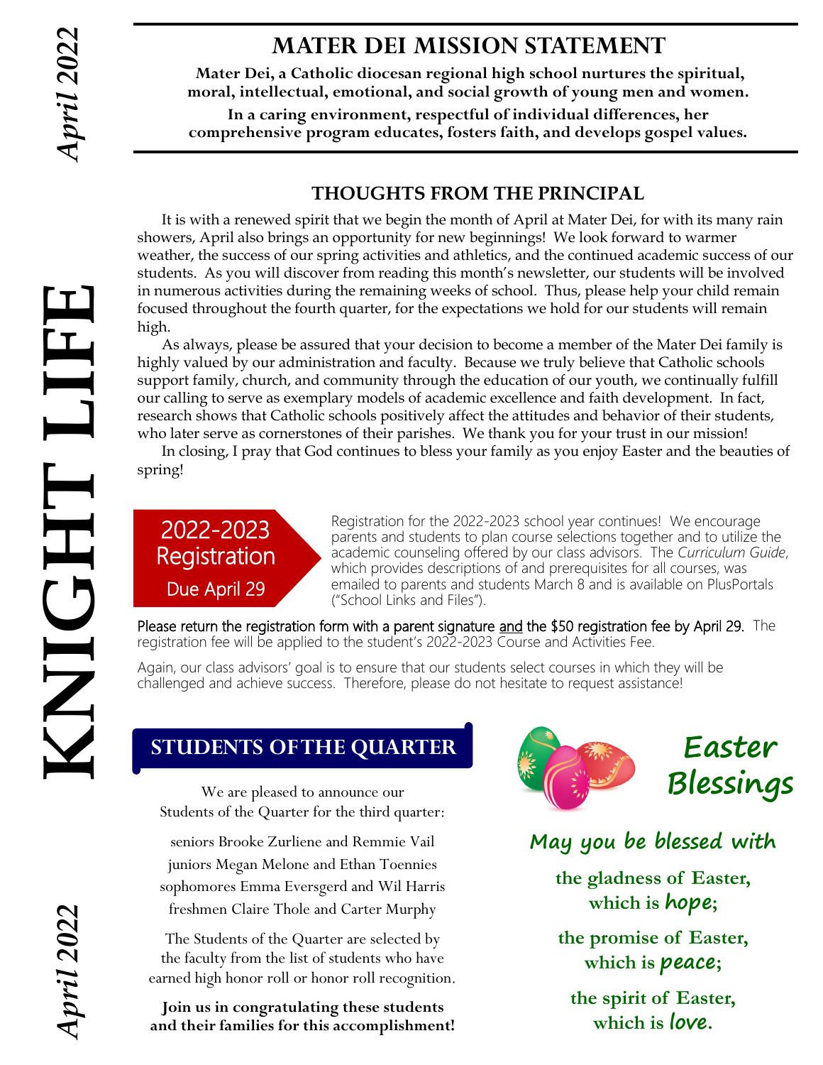# KNIGHT LIFE

*April 2022*

## MATER DEI MISSION STATEMENT

**Mater Dei, a Catholic diocesan regional high school nurtures the spiritual, moral, intellectual, emotional, and social growth of young men and women.**

**In a caring environment, respectful of individual differences, her comprehensive program educates, fosters faith, and develops gospel values.**

## THOUGHTS FROM THE PRINCIPAL

It is with a renewed spirit that we begin the month of April at Mater Dei, for with its many rain showers, April also brings an opportunity for new beginnings! We look forward to warmer weather, the success of our spring activities and athletics, and the continued academic success of our students. As you will discover from reading this month's newsletter, our students will be involved in numerous activities during the remaining weeks of school. Thus, please help your child remain focused throughout the fourth quarter, for the expectations we hold for our students will remain high.

As always, please be assured that your decision to become a member of the Mater Dei family is highly valued by our administration and faculty. Because we truly believe that Catholic schools support family, church, and community through the education of our youth, we continually fulfill our calling to serve as exemplary models of academic excellence and faith development. In fact, research shows that Catholic schools positively affect the attitudes and behavior of their students, who later serve as cornerstones of their parishes. We thank you for your trust in our mission!

In closing, I pray that God continues to bless your family as you enjoy Easter and the beauties of spring!

## 2022-2023 Registration Due April 29

Registration for the 2022-2023 school year continues! We encourage parents and students to plan course selections together and to utilize the academic counseling offered by our class advisors. The *Curriculum Guide*, which provides descriptions of and prerequisites for all courses, was emailed to parents and students March 8 and is available on PlusPortals ("School Links and Files").

Please return the registration form with a parent signature and the $50 registration fee by April 29. The registration fee will be applied to the student's 2022-2023 Course and Activities Fee.

Again, our class advisors' goal is to ensure that our students select courses in which they will be challenged and achieve success. Therefore, please do not hesitate to request assistance!

## STUDENTS OF THE QUARTER

We are pleased to announce our Students of the Quarter for the third quarter:

seniors Brooke Zurliene and Remmie Vail
juniors Megan Melone and Ethan Toennies
sophomores Emma Eversgerd and Wil Harris
freshmen Claire Thole and Carter Murphy

The Students of the Quarter are selected by the faculty from the list of students who have earned high honor roll or honor roll recognition.

**Join us in congratulating these students and their families for this accomplishment!**

## Easter Blessings

*May you be blessed with*

**the gladness of Easter, which is *hope*;**

**the promise of Easter, which is *peace*;**

**the spirit of Easter, which is *love*.**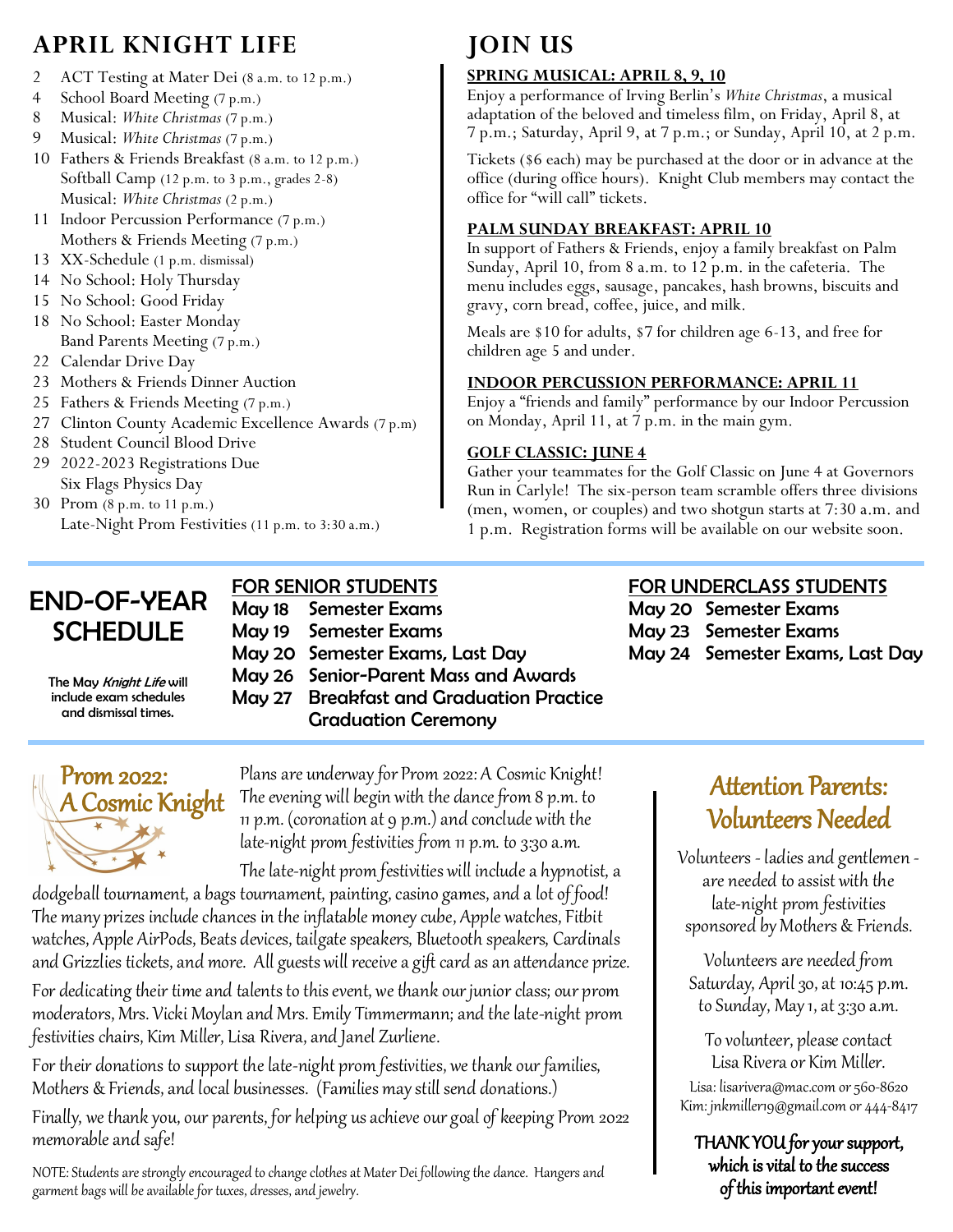# APRIL KNIGHT LIFE

- 2 ACT Testing at Mater Dei (8 a.m. to 12 p.m.)
- 4 School Board Meeting (7 p.m.)
- 8 Musical: *White Christmas* (7 p.m.)
- 9 Musical: *White Christmas* (7 p.m.)
- 10 Fathers & Friends Breakfast (8 a.m. to 12 p.m.)
  Softball Camp (12 p.m. to 3 p.m., grades 2-8)
  Musical: *White Christmas* (2 p.m.)
- 11 Indoor Percussion Performance (7 p.m.)
  Mothers & Friends Meeting (7 p.m.)
- 13 XX-Schedule (1 p.m. dismissal)
- 14 No School: Holy Thursday
- 15 No School: Good Friday
- 18 No School: Easter Monday
  Band Parents Meeting (7 p.m.)
- 22 Calendar Drive Day
- 23 Mothers & Friends Dinner Auction
- 25 Fathers & Friends Meeting (7 p.m.)
- 27 Clinton County Academic Excellence Awards (7 p.m)
- 28 Student Council Blood Drive
- 29 2022-2023 Registrations Due
  Six Flags Physics Day
- 30 Prom (8 p.m. to 11 p.m.)
  Late-Night Prom Festivities (11 p.m. to 3:30 a.m.)

# JOIN US

## SPRING MUSICAL: APRIL 8, 9, 10

Enjoy a performance of Irving Berlin's *White Christmas*, a musical adaptation of the beloved and timeless film, on Friday, April 8, at 7 p.m.; Saturday, April 9, at 7 p.m.; or Sunday, April 10, at 2 p.m.

Tickets ($6 each) may be purchased at the door or in advance at the office (during office hours). Knight Club members may contact the office for "will call" tickets.

## PALM SUNDAY BREAKFAST: APRIL 10

In support of Fathers & Friends, enjoy a family breakfast on Palm Sunday, April 10, from 8 a.m. to 12 p.m. in the cafeteria. The menu includes eggs, sausage, pancakes, hash browns, biscuits and gravy, corn bread, coffee, juice, and milk.

Meals are $10 for adults, $7 for children age 6-13, and free for children age 5 and under.

## INDOOR PERCUSSION PERFORMANCE: APRIL 11

Enjoy a "friends and family" performance by our Indoor Percussion on Monday, April 11, at 7 p.m. in the main gym.

## GOLF CLASSIC: JUNE 4

Gather your teammates for the Golf Classic on June 4 at Governors Run in Carlyle! The six-person team scramble offers three divisions (men, women, or couples) and two shotgun starts at 7:30 a.m. and 1 p.m. Registration forms will be available on our website soon.

# END-OF-YEAR SCHEDULE

The May *Knight Life* will include exam schedules and dismissal times.

## FOR SENIOR STUDENTS

- May 18 Semester Exams
- May 19 Semester Exams
- May 20 Semester Exams, Last Day
- May 26 Senior-Parent Mass and Awards
- May 27 Breakfast and Graduation Practice
  Graduation Ceremony

## FOR UNDERCLASS STUDENTS

- May 20 Semester Exams
- May 23 Semester Exams
- May 24 Semester Exams, Last Day

# Prom 2022: A Cosmic Knight

Plans are underway for Prom 2022: A Cosmic Knight! The evening will begin with the dance from 8 p.m. to 11 p.m. (coronation at 9 p.m.) and conclude with the late-night prom festivities from 11 p.m. to 3:30 a.m.

The late-night prom festivities will include a hypnotist, a dodgeball tournament, a bags tournament, painting, casino games, and a lot of food! The many prizes include chances in the inflatable money cube, Apple watches, Fitbit watches, Apple AirPods, Beats devices, tailgate speakers, Bluetooth speakers, Cardinals and Grizzlies tickets, and more. All guests will receive a gift card as an attendance prize.

For dedicating their time and talents to this event, we thank our junior class; our prom moderators, Mrs. Vicki Moylan and Mrs. Emily Timmermann; and the late-night prom festivities chairs, Kim Miller, Lisa Rivera, and Janel Zurliene.

For their donations to support the late-night prom festivities, we thank our families, Mothers & Friends, and local businesses. (Families may still send donations.)

Finally, we thank you, our parents, for helping us achieve our goal of keeping Prom 2022 memorable and safe!

NOTE: Students are strongly encouraged to change clothes at Mater Dei following the dance. Hangers and garment bags will be available for tuxes, dresses, and jewelry.

# Attention Parents: Volunteers Needed

Volunteers - ladies and gentlemen - are needed to assist with the late-night prom festivities sponsored by Mothers & Friends.

Volunteers are needed from Saturday, April 30, at 10:45 p.m. to Sunday, May 1, at 3:30 a.m.

To volunteer, please contact Lisa Rivera or Kim Miller.

Lisa: lisarivera@mac.com or 560-8620
Kim: jnkmiller19@gmail.com or 444-8417

**THANK YOU for your support, which is vital to the success of this important event!**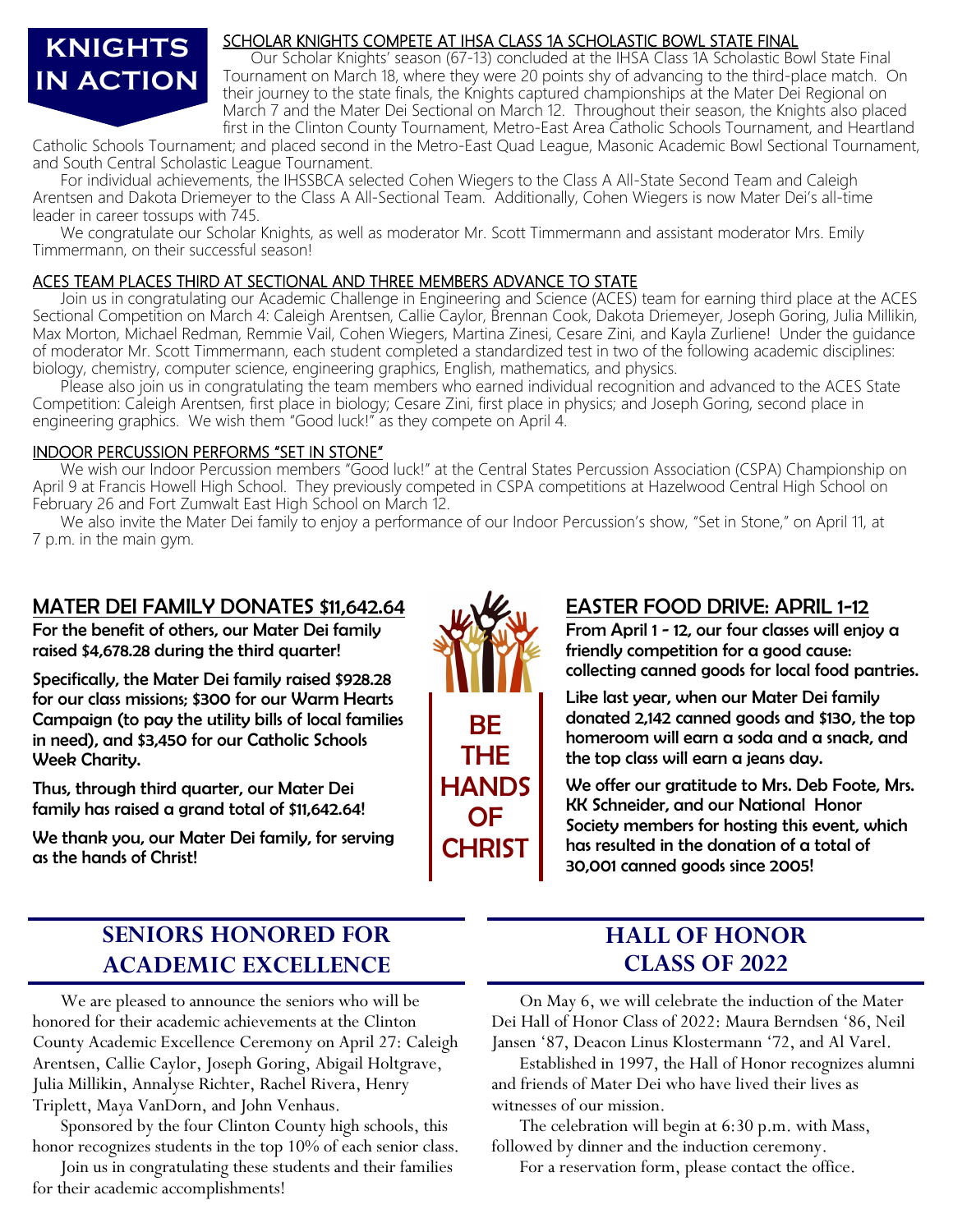# KNIGHTS IN ACTION

## SCHOLAR KNIGHTS COMPETE AT IHSA CLASS 1A SCHOLASTIC BOWL STATE FINAL

Our Scholar Knights' season (67-13) concluded at the IHSA Class 1A Scholastic Bowl State Final Tournament on March 18, where they were 20 points shy of advancing to the third-place match. On their journey to the state finals, the Knights captured championships at the Mater Dei Regional on March 7 and the Mater Dei Sectional on March 12. Throughout their season, the Knights also placed first in the Clinton County Tournament, Metro-East Area Catholic Schools Tournament, and Heartland Catholic Schools Tournament; and placed second in the Metro-East Quad League, Masonic Academic Bowl Sectional Tournament, and South Central Scholastic League Tournament.

For individual achievements, the IHSSBCA selected Cohen Wiegers to the Class A All-State Second Team and Caleigh Arentsen and Dakota Driemeyer to the Class A All-Sectional Team. Additionally, Cohen Wiegers is now Mater Dei's all-time leader in career tossups with 745.

We congratulate our Scholar Knights, as well as moderator Mr. Scott Timmermann and assistant moderator Mrs. Emily Timmermann, on their successful season!

## ACES TEAM PLACES THIRD AT SECTIONAL AND THREE MEMBERS ADVANCE TO STATE

Join us in congratulating our Academic Challenge in Engineering and Science (ACES) team for earning third place at the ACES Sectional Competition on March 4: Caleigh Arentsen, Callie Caylor, Brennan Cook, Dakota Driemeyer, Joseph Goring, Julia Millikin, Max Morton, Michael Redman, Remmie Vail, Cohen Wiegers, Martina Zinesi, Cesare Zini, and Kayla Zurliene! Under the guidance of moderator Mr. Scott Timmermann, each student completed a standardized test in two of the following academic disciplines: biology, chemistry, computer science, engineering graphics, English, mathematics, and physics.

Please also join us in congratulating the team members who earned individual recognition and advanced to the ACES State Competition: Caleigh Arentsen, first place in biology; Cesare Zini, first place in physics; and Joseph Goring, second place in engineering graphics. We wish them "Good luck!" as they compete on April 4.

## INDOOR PERCUSSION PERFORMS "SET IN STONE"

We wish our Indoor Percussion members "Good luck!" at the Central States Percussion Association (CSPA) Championship on April 9 at Francis Howell High School. They previously competed in CSPA competitions at Hazelwood Central High School on February 26 and Fort Zumwalt East High School on March 12.

We also invite the Mater Dei family to enjoy a performance of our Indoor Percussion's show, "Set in Stone," on April 11, at 7 p.m. in the main gym.

## MATER DEI FAMILY DONATES $11,642.64

**For the benefit of others, our Mater Dei family raised $4,678.28 during the third quarter!**

**Specifically, the Mater Dei family raised $928.28 for our class missions; $300 for our Warm Hearts Campaign (to pay the utility bills of local families in need), and $3,450 for our Catholic Schools Week Charity.**

**Thus, through third quarter, our Mater Dei family has raised a grand total of $11,642.64!**

**We thank you, our Mater Dei family, for serving as the hands of Christ!**

**BE THE HANDS OF CHRIST**

## EASTER FOOD DRIVE: APRIL 1-12

**From April 1 - 12, our four classes will enjoy a friendly competition for a good cause: collecting canned goods for local food pantries.**

**Like last year, when our Mater Dei family donated 2,142 canned goods and $130, the top homeroom will earn a soda and a snack, and the top class will earn a jeans day.**

**We offer our gratitude to Mrs. Deb Foote, Mrs. KK Schneider, and our National Honor Society members for hosting this event, which has resulted in the donation of a total of 30,001 canned goods since 2005!**

## SENIORS HONORED FOR ACADEMIC EXCELLENCE

We are pleased to announce the seniors who will be honored for their academic achievements at the Clinton County Academic Excellence Ceremony on April 27: Caleigh Arentsen, Callie Caylor, Joseph Goring, Abigail Holtgrave, Julia Millikin, Annalyse Richter, Rachel Rivera, Henry Triplett, Maya VanDorn, and John Venhaus.

Sponsored by the four Clinton County high schools, this honor recognizes students in the top 10% of each senior class.

Join us in congratulating these students and their families for their academic accomplishments!

## HALL OF HONOR CLASS OF 2022

On May 6, we will celebrate the induction of the Mater Dei Hall of Honor Class of 2022: Maura Berndsen '86, Neil Jansen '87, Deacon Linus Klostermann '72, and Al Varel.

Established in 1997, the Hall of Honor recognizes alumni and friends of Mater Dei who have lived their lives as witnesses of our mission.

The celebration will begin at 6:30 p.m. with Mass, followed by dinner and the induction ceremony.

For a reservation form, please contact the office.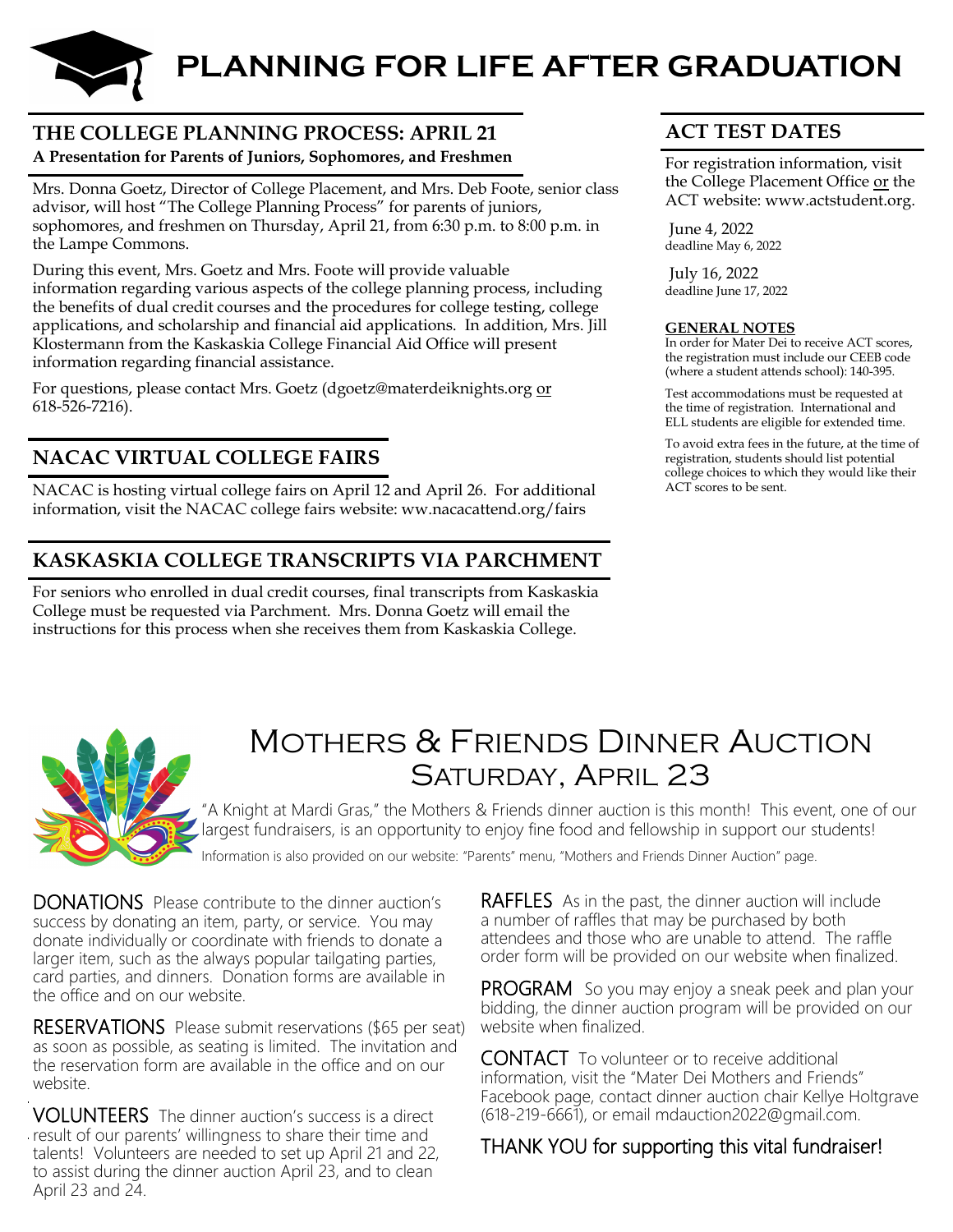# PLANNING FOR LIFE AFTER GRADUATION

## THE COLLEGE PLANNING PROCESS: APRIL 21

**A Presentation for Parents of Juniors, Sophomores, and Freshmen**

Mrs. Donna Goetz, Director of College Placement, and Mrs. Deb Foote, senior class advisor, will host "The College Planning Process" for parents of juniors, sophomores, and freshmen on Thursday, April 21, from 6:30 p.m. to 8:00 p.m. in the Lampe Commons.

During this event, Mrs. Goetz and Mrs. Foote will provide valuable information regarding various aspects of the college planning process, including the benefits of dual credit courses and the procedures for college testing, college applications, and scholarship and financial aid applications. In addition, Mrs. Jill Klostermann from the Kaskaskia College Financial Aid Office will present information regarding financial assistance.

For questions, please contact Mrs. Goetz (dgoetz@materdeiknights.org or 618-526-7216).

## NACAC VIRTUAL COLLEGE FAIRS

NACAC is hosting virtual college fairs on April 12 and April 26. For additional information, visit the NACAC college fairs website: ww.nacacattend.org/fairs

## KASKASKIA COLLEGE TRANSCRIPTS VIA PARCHMENT

For seniors who enrolled in dual credit courses, final transcripts from Kaskaskia College must be requested via Parchment. Mrs. Donna Goetz will email the instructions for this process when she receives them from Kaskaskia College.

## ACT TEST DATES

For registration information, visit the College Placement Office or the ACT website: www.actstudent.org.

June 4, 2022
deadline May 6, 2022

July 16, 2022
deadline June 17, 2022

**GENERAL NOTES**

In order for Mater Dei to receive ACT scores, the registration must include our CEEB code (where a student attends school): 140-395.

Test accommodations must be requested at the time of registration. International and ELL students are eligible for extended time.

To avoid extra fees in the future, at the time of registration, students should list potential college choices to which they would like their ACT scores to be sent.

# MOTHERS & FRIENDS DINNER AUCTION
## SATURDAY, APRIL 23

"A Knight at Mardi Gras," the Mothers & Friends dinner auction is this month! This event, one of our largest fundraisers, is an opportunity to enjoy fine food and fellowship in support our students!

Information is also provided on our website: "Parents" menu, "Mothers and Friends Dinner Auction" page.

**DONATIONS** Please contribute to the dinner auction's success by donating an item, party, or service. You may donate individually or coordinate with friends to donate a larger item, such as the always popular tailgating parties, card parties, and dinners. Donation forms are available in the office and on our website.

**RESERVATIONS** Please submit reservations ($65 per seat) as soon as possible, as seating is limited. The invitation and the reservation form are available in the office and on our website.

**VOLUNTEERS** The dinner auction's success is a direct result of our parents' willingness to share their time and talents! Volunteers are needed to set up April 21 and 22, to assist during the dinner auction April 23, and to clean April 23 and 24.

**RAFFLES** As in the past, the dinner auction will include a number of raffles that may be purchased by both attendees and those who are unable to attend. The raffle order form will be provided on our website when finalized.

**PROGRAM** So you may enjoy a sneak peek and plan your bidding, the dinner auction program will be provided on our website when finalized.

**CONTACT** To volunteer or to receive additional information, visit the "Mater Dei Mothers and Friends" Facebook page, contact dinner auction chair Kellye Holtgrave (618-219-6661), or email mdauction2022@gmail.com.

THANK YOU for supporting this vital fundraiser!